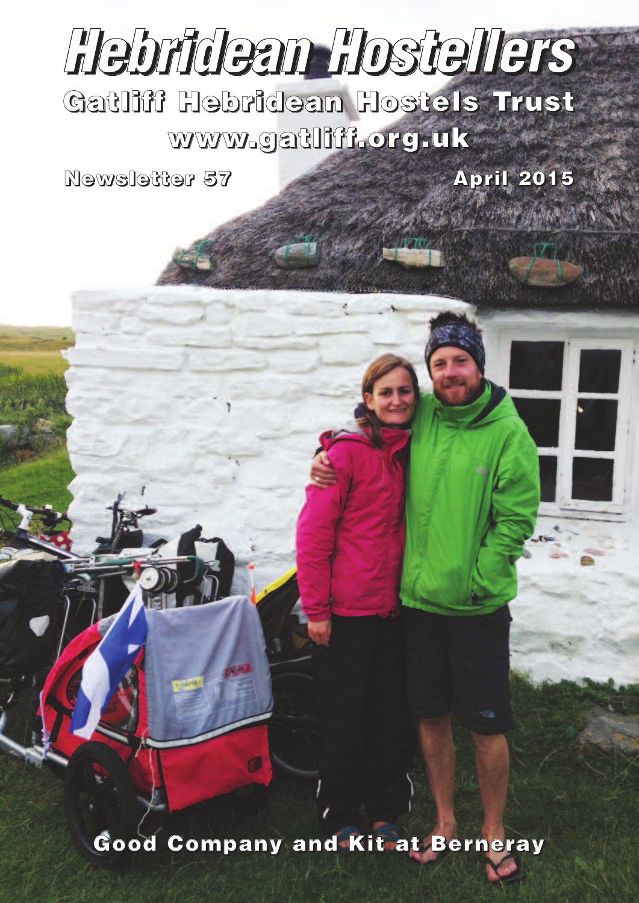# Hebridean Hostellers

## Gatliff Hebridean Hostels Trust

www.gatliff.org.uk

Newsletter 57

April 2015

Good Company and Kit at Berneray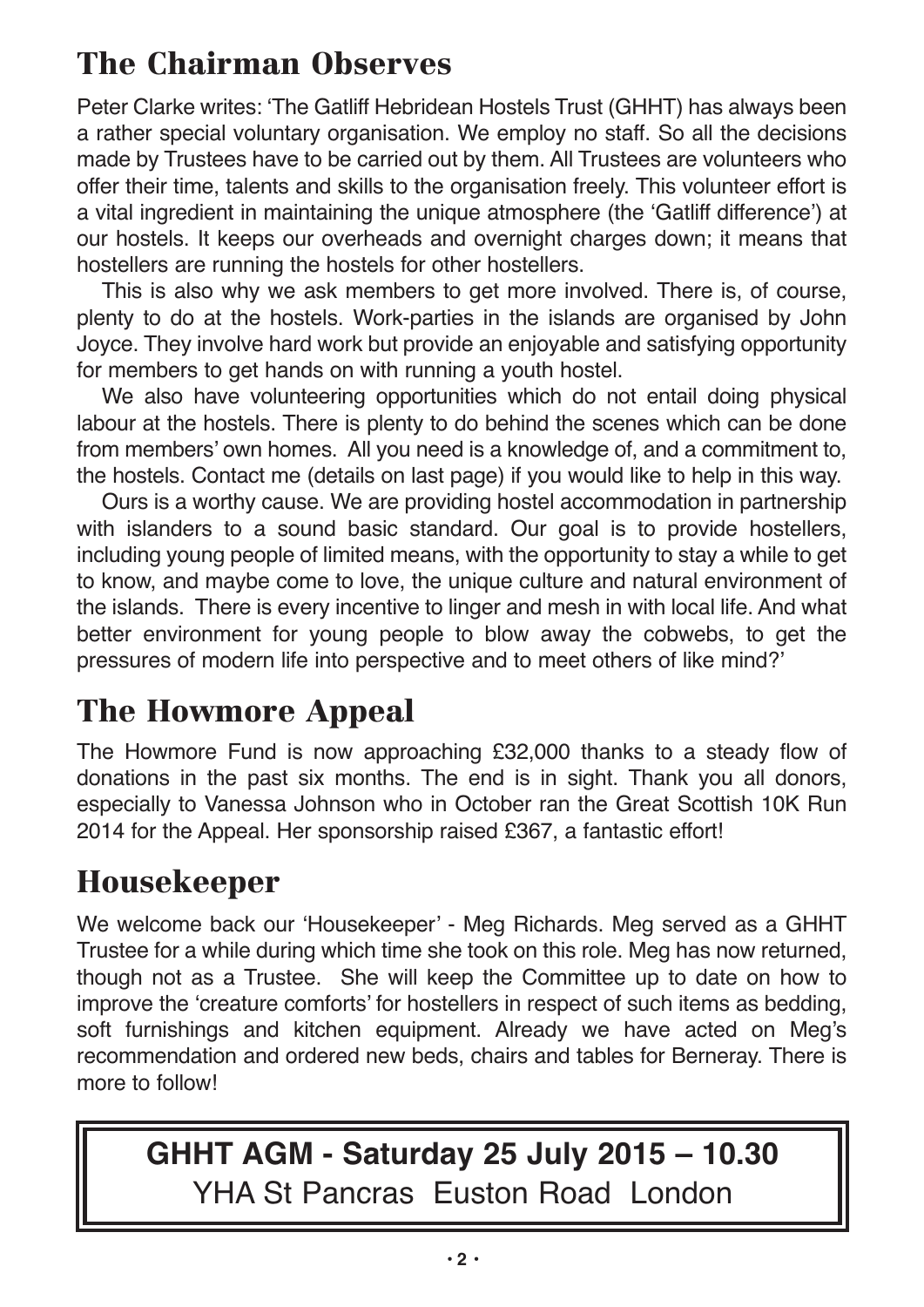## The Chairman Observes

Peter Clarke writes: 'The Gatliff Hebridean Hostels Trust (GHHT) has always been a rather special voluntary organisation. We employ no staff. So all the decisions made by Trustees have to be carried out by them. All Trustees are volunteers who offer their time, talents and skills to the organisation freely. This volunteer effort is a vital ingredient in maintaining the unique atmosphere (the 'Gatliff difference') at our hostels. It keeps our overheads and overnight charges down; it means that hostellers are running the hostels for other hostellers.

This is also why we ask members to get more involved. There is, of course, plenty to do at the hostels. Work-parties in the islands are organised by John Joyce. They involve hard work but provide an enjoyable and satisfying opportunity for members to get hands on with running a youth hostel.

We also have volunteering opportunities which do not entail doing physical labour at the hostels. There is plenty to do behind the scenes which can be done from members' own homes. All you need is a knowledge of, and a commitment to, the hostels. Contact me (details on last page) if you would like to help in this way.

Ours is a worthy cause. We are providing hostel accommodation in partnership with islanders to a sound basic standard. Our goal is to provide hostellers, including young people of limited means, with the opportunity to stay a while to get to know, and maybe come to love, the unique culture and natural environment of the islands. There is every incentive to linger and mesh in with local life. And what better environment for young people to blow away the cobwebs, to get the pressures of modern life into perspective and to meet others of like mind?'

## The Howmore Appeal

The Howmore Fund is now approaching £32,000 thanks to a steady flow of donations in the past six months. The end is in sight. Thank you all donors, especially to Vanessa Johnson who in October ran the Great Scottish 10K Run 2014 for the Appeal. Her sponsorship raised £367, a fantastic effort!

## Housekeeper

We welcome back our 'Housekeeper' - Meg Richards. Meg served as a GHHT Trustee for a while during which time she took on this role. Meg has now returned, though not as a Trustee. She will keep the Committee up to date on how to improve the 'creature comforts' for hostellers in respect of such items as bedding, soft furnishings and kitchen equipment. Already we have acted on Meg's recommendation and ordered new beds, chairs and tables for Berneray. There is more to follow!

**GHHT AGM - Saturday 25 July 2015 – 10.30**

YHA St Pancras Euston Road London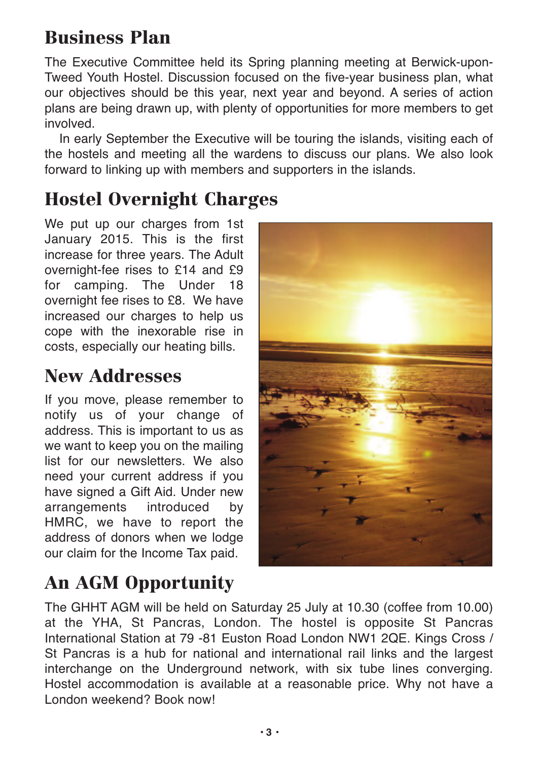## Business Plan

The Executive Committee held its Spring planning meeting at Berwick-upon-Tweed Youth Hostel. Discussion focused on the five-year business plan, what our objectives should be this year, next year and beyond. A series of action plans are being drawn up, with plenty of opportunities for more members to get involved.

In early September the Executive will be touring the islands, visiting each of the hostels and meeting all the wardens to discuss our plans. We also look forward to linking up with members and supporters in the islands.

## Hostel Overnight Charges

We put up our charges from 1st January 2015. This is the first increase for three years. The Adult overnight-fee rises to £14 and £9 for camping. The Under 18 overnight fee rises to £8. We have increased our charges to help us cope with the inexorable rise in costs, especially our heating bills.

## New Addresses

If you move, please remember to notify us of your change of address. This is important to us as we want to keep you on the mailing list for our newsletters. We also need your current address if you have signed a Gift Aid. Under new arrangements introduced by HMRC, we have to report the address of donors when we lodge our claim for the Income Tax paid.

## An AGM Opportunity

The GHHT AGM will be held on Saturday 25 July at 10.30 (coffee from 10.00) at the YHA, St Pancras, London. The hostel is opposite St Pancras International Station at 79 -81 Euston Road London NW1 2QE. Kings Cross / St Pancras is a hub for national and international rail links and the largest interchange on the Underground network, with six tube lines converging. Hostel accommodation is available at a reasonable price. Why not have a London weekend? Book now!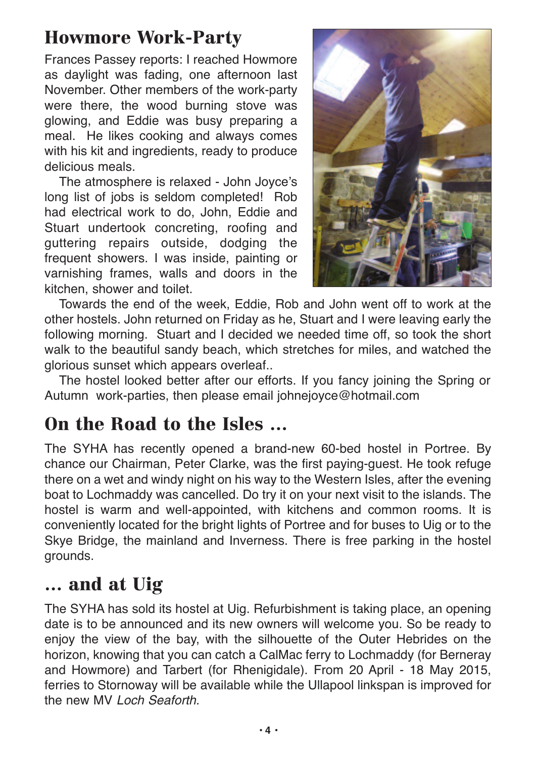## Howmore Work-Party

Frances Passey reports: I reached Howmore as daylight was fading, one afternoon last November. Other members of the work-party were there, the wood burning stove was glowing, and Eddie was busy preparing a meal. He likes cooking and always comes with his kit and ingredients, ready to produce delicious meals.

The atmosphere is relaxed - John Joyce's long list of jobs is seldom completed! Rob had electrical work to do, John, Eddie and Stuart undertook concreting, roofing and guttering repairs outside, dodging the frequent showers. I was inside, painting or varnishing frames, walls and doors in the kitchen, shower and toilet.

Towards the end of the week, Eddie, Rob and John went off to work at the other hostels. John returned on Friday as he, Stuart and I were leaving early the following morning. Stuart and I decided we needed time off, so took the short walk to the beautiful sandy beach, which stretches for miles, and watched the glorious sunset which appears overleaf..

The hostel looked better after our efforts. If you fancy joining the Spring or Autumn work-parties, then please email johnejoyce@hotmail.com

## On the Road to the Isles ...

The SYHA has recently opened a brand-new 60-bed hostel in Portree. By chance our Chairman, Peter Clarke, was the first paying-guest. He took refuge there on a wet and windy night on his way to the Western Isles, after the evening boat to Lochmaddy was cancelled. Do try it on your next visit to the islands. The hostel is warm and well-appointed, with kitchens and common rooms. It is conveniently located for the bright lights of Portree and for buses to Uig or to the Skye Bridge, the mainland and Inverness. There is free parking in the hostel grounds.

## ... and at Uig

The SYHA has sold its hostel at Uig. Refurbishment is taking place, an opening date is to be announced and its new owners will welcome you. So be ready to enjoy the view of the bay, with the silhouette of the Outer Hebrides on the horizon, knowing that you can catch a CalMac ferry to Lochmaddy (for Berneray and Howmore) and Tarbert (for Rhenigidale). From 20 April - 18 May 2015, ferries to Stornoway will be available while the Ullapool linkspan is improved for the new MV *Loch Seaforth.*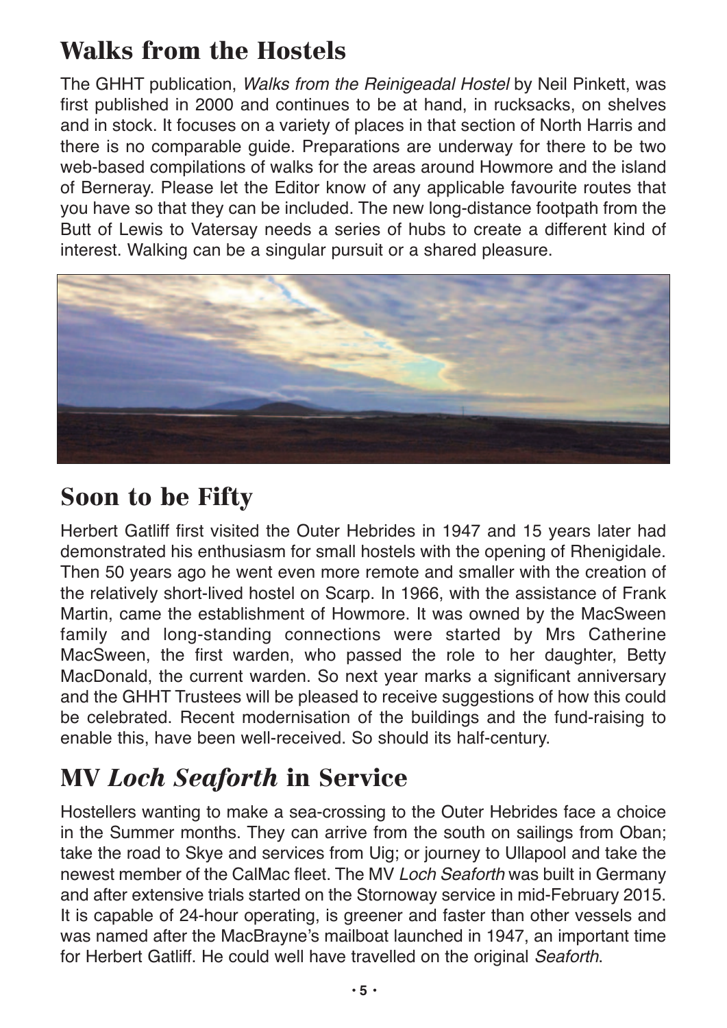## Walks from the Hostels

The GHHT publication, *Walks from the Reinigeadal Hostel* by Neil Pinkett, was first published in 2000 and continues to be at hand, in rucksacks, on shelves and in stock. It focuses on a variety of places in that section of North Harris and there is no comparable guide. Preparations are underway for there to be two web-based compilations of walks for the areas around Howmore and the island of Berneray. Please let the Editor know of any applicable favourite routes that you have so that they can be included. The new long-distance footpath from the Butt of Lewis to Vatersay needs a series of hubs to create a different kind of interest. Walking can be a singular pursuit or a shared pleasure.

## Soon to be Fifty

Herbert Gatliff first visited the Outer Hebrides in 1947 and 15 years later had demonstrated his enthusiasm for small hostels with the opening of Rhenigidale. Then 50 years ago he went even more remote and smaller with the creation of the relatively short-lived hostel on Scarp. In 1966, with the assistance of Frank Martin, came the establishment of Howmore. It was owned by the MacSween family and long-standing connections were started by Mrs Catherine MacSween, the first warden, who passed the role to her daughter, Betty MacDonald, the current warden. So next year marks a significant anniversary and the GHHT Trustees will be pleased to receive suggestions of how this could be celebrated. Recent modernisation of the buildings and the fund-raising to enable this, have been well-received. So should its half-century.

## MV *Loch Seaforth* in Service

Hostellers wanting to make a sea-crossing to the Outer Hebrides face a choice in the Summer months. They can arrive from the south on sailings from Oban; take the road to Skye and services from Uig; or journey to Ullapool and take the newest member of the CalMac fleet. The MV *Loch Seaforth* was built in Germany and after extensive trials started on the Stornoway service in mid-February 2015. It is capable of 24-hour operating, is greener and faster than other vessels and was named after the MacBrayne's mailboat launched in 1947, an important time for Herbert Gatliff. He could well have travelled on the original *Seaforth*.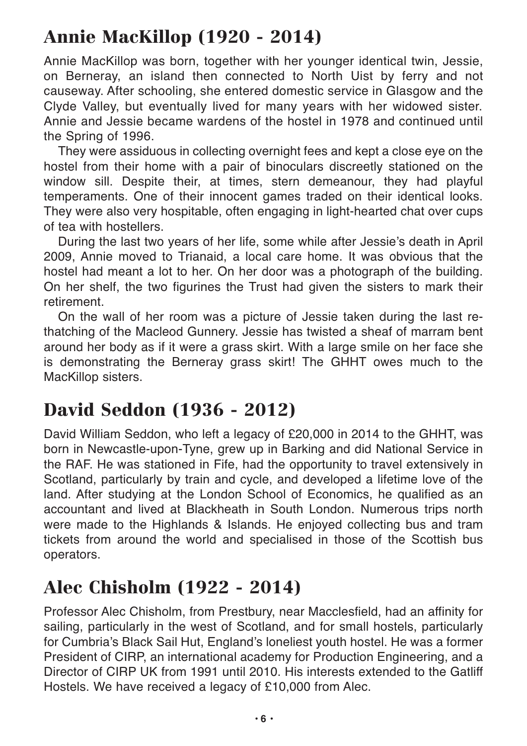## Annie MacKillop (1920 - 2014)

Annie MacKillop was born, together with her younger identical twin, Jessie, on Berneray, an island then connected to North Uist by ferry and not causeway. After schooling, she entered domestic service in Glasgow and the Clyde Valley, but eventually lived for many years with her widowed sister. Annie and Jessie became wardens of the hostel in 1978 and continued until the Spring of 1996.

They were assiduous in collecting overnight fees and kept a close eye on the hostel from their home with a pair of binoculars discreetly stationed on the window sill. Despite their, at times, stern demeanour, they had playful temperaments. One of their innocent games traded on their identical looks. They were also very hospitable, often engaging in light-hearted chat over cups of tea with hostellers.

During the last two years of her life, some while after Jessie's death in April 2009, Annie moved to Trianaid, a local care home. It was obvious that the hostel had meant a lot to her. On her door was a photograph of the building. On her shelf, the two figurines the Trust had given the sisters to mark their retirement.

On the wall of her room was a picture of Jessie taken during the last re-thatching of the Macleod Gunnery. Jessie has twisted a sheaf of marram bent around her body as if it were a grass skirt. With a large smile on her face she is demonstrating the Berneray grass skirt! The GHHT owes much to the MacKillop sisters.

## David Seddon (1936 - 2012)

David William Seddon, who left a legacy of £20,000 in 2014 to the GHHT, was born in Newcastle-upon-Tyne, grew up in Barking and did National Service in the RAF. He was stationed in Fife, had the opportunity to travel extensively in Scotland, particularly by train and cycle, and developed a lifetime love of the land. After studying at the London School of Economics, he qualified as an accountant and lived at Blackheath in South London. Numerous trips north were made to the Highlands & Islands. He enjoyed collecting bus and tram tickets from around the world and specialised in those of the Scottish bus operators.

## Alec Chisholm (1922 - 2014)

Professor Alec Chisholm, from Prestbury, near Macclesfield, had an affinity for sailing, particularly in the west of Scotland, and for small hostels, particularly for Cumbria's Black Sail Hut, England's loneliest youth hostel. He was a former President of CIRP, an international academy for Production Engineering, and a Director of CIRP UK from 1991 until 2010. His interests extended to the Gatliff Hostels. We have received a legacy of £10,000 from Alec.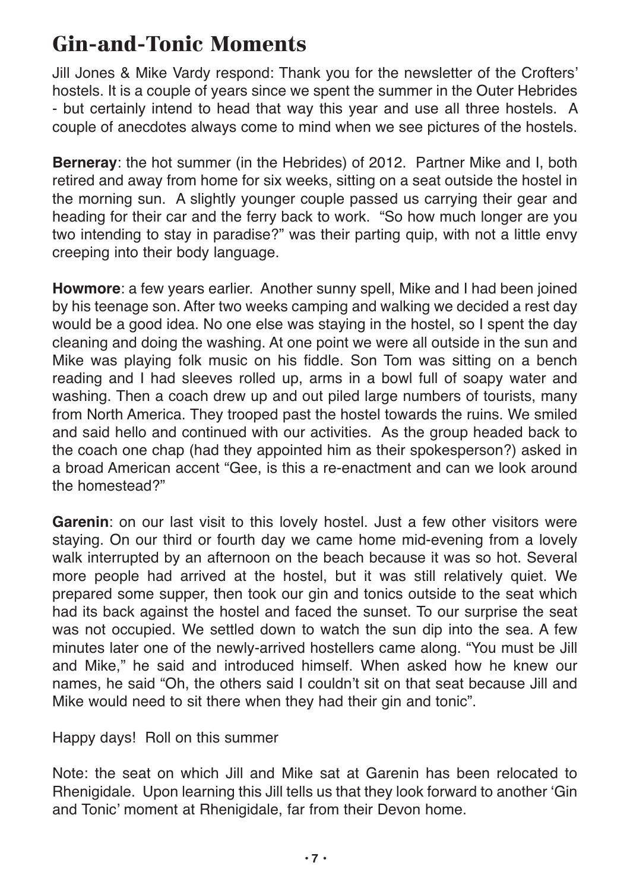# Gin-and-Tonic Moments

Jill Jones & Mike Vardy respond: Thank you for the newsletter of the Crofters' hostels. It is a couple of years since we spent the summer in the Outer Hebrides - but certainly intend to head that way this year and use all three hostels. A couple of anecdotes always come to mind when we see pictures of the hostels.

**Berneray**: the hot summer (in the Hebrides) of 2012. Partner Mike and I, both retired and away from home for six weeks, sitting on a seat outside the hostel in the morning sun. A slightly younger couple passed us carrying their gear and heading for their car and the ferry back to work. "So how much longer are you two intending to stay in paradise?" was their parting quip, with not a little envy creeping into their body language.

**Howmore**: a few years earlier. Another sunny spell, Mike and I had been joined by his teenage son. After two weeks camping and walking we decided a rest day would be a good idea. No one else was staying in the hostel, so I spent the day cleaning and doing the washing. At one point we were all outside in the sun and Mike was playing folk music on his fiddle. Son Tom was sitting on a bench reading and I had sleeves rolled up, arms in a bowl full of soapy water and washing. Then a coach drew up and out piled large numbers of tourists, many from North America. They trooped past the hostel towards the ruins. We smiled and said hello and continued with our activities. As the group headed back to the coach one chap (had they appointed him as their spokesperson?) asked in a broad American accent "Gee, is this a re-enactment and can we look around the homestead?"

**Garenin**: on our last visit to this lovely hostel. Just a few other visitors were staying. On our third or fourth day we came home mid-evening from a lovely walk interrupted by an afternoon on the beach because it was so hot. Several more people had arrived at the hostel, but it was still relatively quiet. We prepared some supper, then took our gin and tonics outside to the seat which had its back against the hostel and faced the sunset. To our surprise the seat was not occupied. We settled down to watch the sun dip into the sea. A few minutes later one of the newly-arrived hostellers came along. "You must be Jill and Mike," he said and introduced himself. When asked how he knew our names, he said "Oh, the others said I couldn't sit on that seat because Jill and Mike would need to sit there when they had their gin and tonic".

Happy days! Roll on this summer

Note: the seat on which Jill and Mike sat at Garenin has been relocated to Rhenigidale. Upon learning this Jill tells us that they look forward to another 'Gin and Tonic' moment at Rhenigidale, far from their Devon home.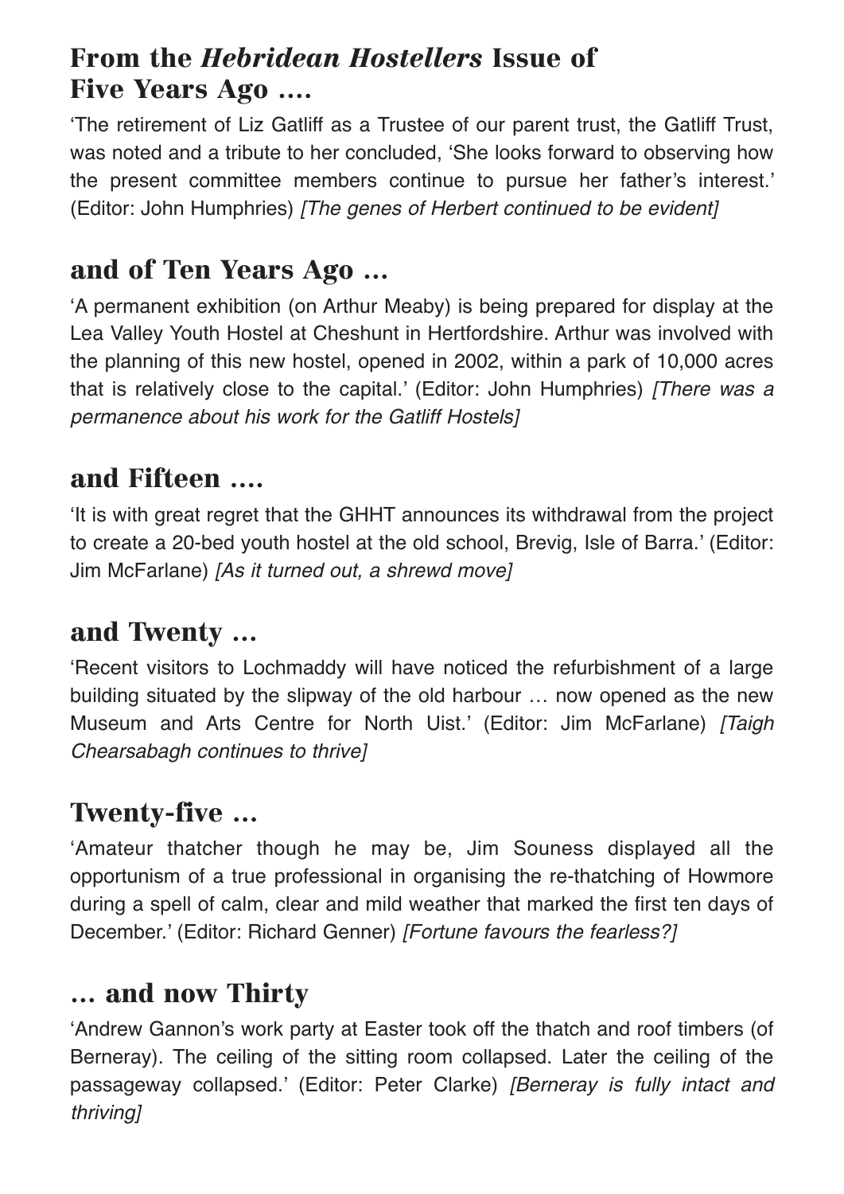## From the *Hebridean Hostellers* Issue of Five Years Ago ....

'The retirement of Liz Gatliff as a Trustee of our parent trust, the Gatliff Trust, was noted and a tribute to her concluded, 'She looks forward to observing how the present committee members continue to pursue her father's interest.' (Editor: John Humphries) *[The genes of Herbert continued to be evident]*

## and of Ten Years Ago ...

'A permanent exhibition (on Arthur Meaby) is being prepared for display at the Lea Valley Youth Hostel at Cheshunt in Hertfordshire. Arthur was involved with the planning of this new hostel, opened in 2002, within a park of 10,000 acres that is relatively close to the capital.' (Editor: John Humphries) *[There was a permanence about his work for the Gatliff Hostels]*

## and Fifteen ....

'It is with great regret that the GHHT announces its withdrawal from the project to create a 20-bed youth hostel at the old school, Brevig, Isle of Barra.' (Editor: Jim McFarlane) *[As it turned out, a shrewd move]*

## and Twenty ...

'Recent visitors to Lochmaddy will have noticed the refurbishment of a large building situated by the slipway of the old harbour … now opened as the new Museum and Arts Centre for North Uist.' (Editor: Jim McFarlane) *[Taigh Chearsabagh continues to thrive]*

## Twenty-five ...

'Amateur thatcher though he may be, Jim Souness displayed all the opportunism of a true professional in organising the re-thatching of Howmore during a spell of calm, clear and mild weather that marked the first ten days of December.' (Editor: Richard Genner) *[Fortune favours the fearless?]*

## ... and now Thirty

'Andrew Gannon's work party at Easter took off the thatch and roof timbers (of Berneray). The ceiling of the sitting room collapsed. Later the ceiling of the passageway collapsed.' (Editor: Peter Clarke) *[Berneray is fully intact and thriving]*